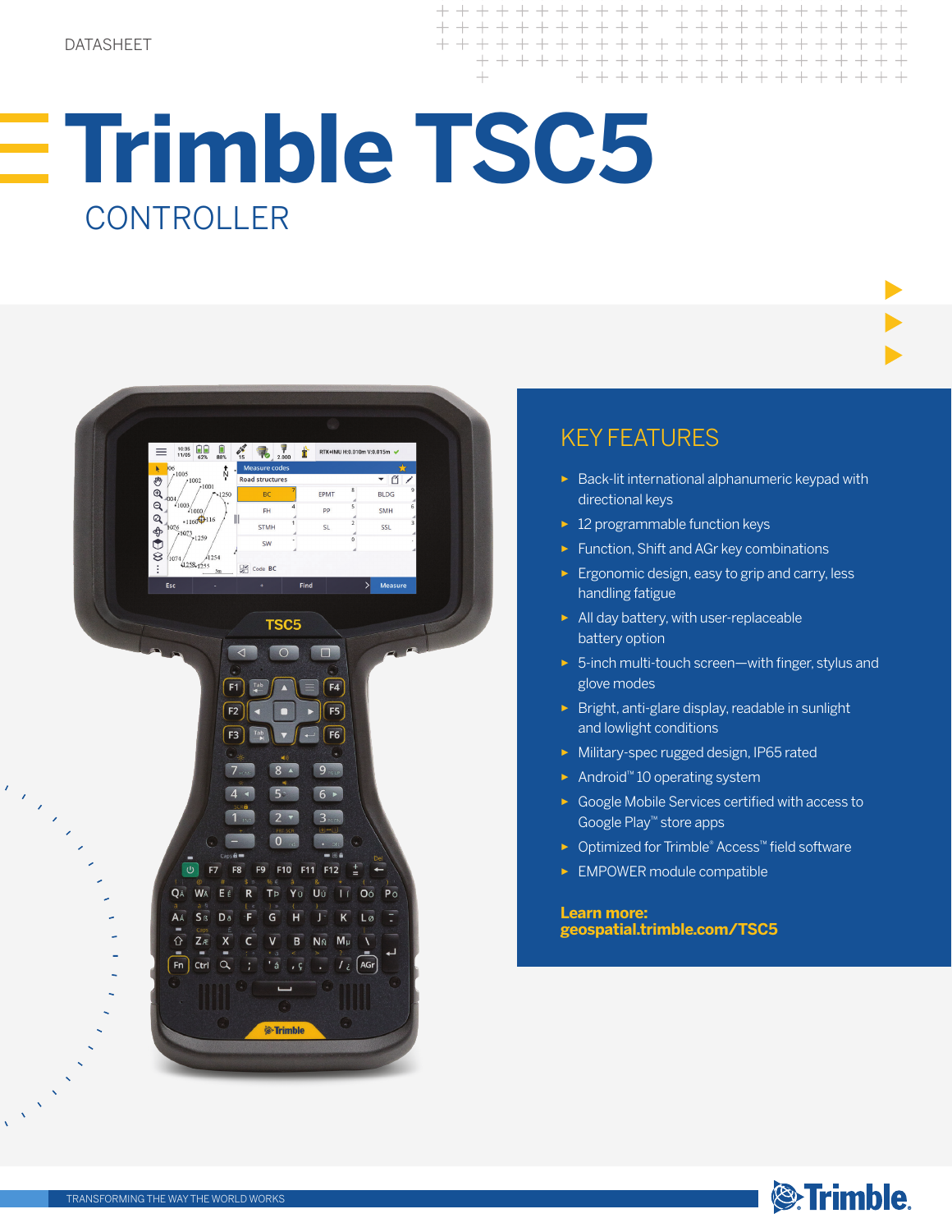DATASHEET

# Trimble TSC5

## CONTROLLER

## KEY FEATURES

- Back-lit international alphanumeric keypad with directional keys
- 12 programmable function keys
- Function, Shift and AGr key combinations
- Ergonomic design, easy to grip and carry, less handling fatigue
- All day battery, with user-replaceable battery option
- 5-inch multi-touch screen—with finger, stylus and glove modes
- Bright, anti-glare display, readable in sunlight and lowlight conditions
- Military-spec rugged design, IP65 rated
- Android™ 10 operating system
- Google Mobile Services certified with access to Google Play™ store apps
- Optimized for Trimble® Access™ field software
- EMPOWER module compatible

**Learn more:**
**geospatial.trimble.com/TSC5**

TRANSFORMING THE WAY THE WORLD WORKS

Trimble.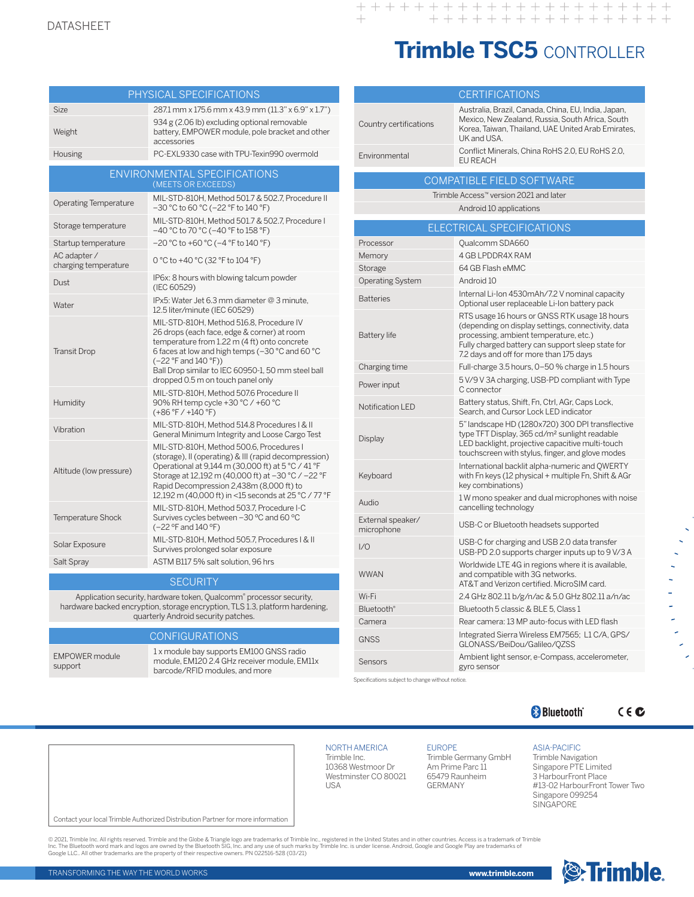DATASHEET

# Trimble TSC5 CONTROLLER

## PHYSICAL SPECIFICATIONS

| | |
|---|---|
| Size | 287.1 mm x 175.6 mm x 43.9 mm (11.3" x 6.9" x 1.7") |
| Weight | 934 g (2.06 lb) excluding optional removable battery, EMPOWER module, pole bracket and other accessories |
| Housing | PC-EXL9330 case with TPU-Texin990 overmold |

## ENVIRONMENTAL SPECIFICATIONS (MEETS OR EXCEEDS)

| | |
|---|---|
| Operating Temperature | MIL-STD-810H, Method 501.7 & 502.7, Procedure II −30 °C to 60 °C (−22 °F to 140 °F) |
| Storage temperature | MIL-STD-810H, Method 501.7 & 502.7, Procedure I −40 °C to 70 °C (−40 °F to 158 °F) |
| Startup temperature | −20 °C to +60 °C (−4 °F to 140 °F) |
| AC adapter / charging temperature | 0 °C to +40 °C (32 °F to 104 °F) |
| Dust | IP6x: 8 hours with blowing talcum powder (IEC 60529) |
| Water | IPx5: Water Jet 6.3 mm diameter @ 3 minute, 12.5 liter/minute (IEC 60529) |
| Transit Drop | MIL-STD-810H, Method 516.8, Procedure IV 26 drops (each face, edge & corner) at room temperature from 1.22 m (4 ft) onto concrete 6 faces at low and high temps (−30 °C and 60 °C (−22 °F and 140 °F)) Ball Drop similar to IEC 60950-1, 50 mm steel ball dropped 0.5 m on touch panel only |
| Humidity | MIL-STD-810H, Method 507.6 Procedure II 90% RH temp cycle +30 °C / +60 °C (+86 °F / +140 °F) |
| Vibration | MIL-STD-810H, Method 514.8 Procedures I & II General Minimum Integrity and Loose Cargo Test |
| Altitude (low pressure) | MIL-STD-810H, Method 500.6, Procedures I (storage), II (operating) & III (rapid decompression) Operational at 9,144 m (30,000 ft) at 5 °C / 41 °F Storage at 12,192 m (40,000 ft) at −30 °C / −22 °F Rapid Decompression 2,438m (8,000 ft) to 12,192 m (40,000 ft) in <15 seconds at 25 °C / 77 °F |
| Temperature Shock | MIL-STD-810H, Method 503.7, Procedure I-C Survives cycles between −30 °C and 60 °C (−22 °F and 140 °F) |
| Solar Exposure | MIL-STD-810H, Method 505.7, Procedures I & II Survives prolonged solar exposure |
| Salt Spray | ASTM B117 5% salt solution, 96 hrs |

## SECURITY

Application security, hardware token, Qualcomm® processor security, hardware backed encryption, storage encryption, TLS 1.3, platform hardening, quarterly Android security patches.

## CONFIGURATIONS

| | |
|---|---|
| EMPOWER module support | 1 x module bay supports EM100 GNSS radio module, EM120 2.4 GHz receiver module, EM11x barcode/RFID modules, and more |

## CERTIFICATIONS

| | |
|---|---|
| Country certifications | Australia, Brazil, Canada, China, EU, India, Japan, Mexico, New Zealand, Russia, South Africa, South Korea, Taiwan, Thailand, UAE United Arab Emirates, UK and USA. |
| Environmental | Conflict Minerals, China RoHS 2.0, EU RoHS 2.0, EU REACH |

## COMPATIBLE FIELD SOFTWARE

Trimble Access™ version 2021 and later

Android 10 applications

## ELECTRICAL SPECIFICATIONS

| | |
|---|---|
| Processor | Qualcomm SDA660 |
| Memory | 4 GB LPDDR4X RAM |
| Storage | 64 GB Flash eMMC |
| Operating System | Android 10 |
| Batteries | Internal Li-Ion 4530mAh/7.2 V nominal capacity Optional user replaceable Li-Ion battery pack |
| Battery life | RTS usage 16 hours or GNSS RTK usage 18 hours (depending on display settings, connectivity, data processing, ambient temperature, etc.) Fully charged battery can support sleep state for 7.2 days and off for more than 175 days |
| Charging time | Full-charge 3.5 hours, 0–50 % charge in 1.5 hours |
| Power input | 5 V/9 V 3A charging, USB-PD compliant with Type C connector |
| Notification LED | Battery status, Shift, Fn, Ctrl, AGr, Caps Lock, Search, and Cursor Lock LED indicator |
| Display | 5" landscape HD (1280x720) 300 DPI transflective type TFT Display, 365 cd/m² sunlight readable LED backlight, projective capacitive multi-touch touchscreen with stylus, finger, and glove modes |
| Keyboard | International backlit alpha-numeric and QWERTY with Fn keys (12 physical + multiple Fn, Shift & AGr key combinations) |
| Audio | 1 W mono speaker and dual microphones with noise cancelling technology |
| External speaker/ microphone | USB-C or Bluetooth headsets supported |
| I/O | USB-C for charging and USB 2.0 data transfer USB-PD 2.0 supports charger inputs up to 9 V/3 A |
| WWAN | Worldwide LTE 4G in regions where it is available, and compatible with 3G networks. AT&T and Verizon certified. MicroSIM card. |
| Wi-Fi | 2.4 GHz 802.11 b/g/n/ac & 5.0 GHz 802.11 a/n/ac |
| Bluetooth® | Bluetooth 5 classic & BLE 5, Class 1 |
| Camera | Rear camera: 13 MP auto-focus with LED flash |
| GNSS | Integrated Sierra Wireless EM7565; L1 C/A, GPS/ GLONASS/BeiDou/Galileo/QZSS |
| Sensors | Ambient light sensor, e-Compass, accelerometer, gyro sensor |

Specifications subject to change without notice.

Contact your local Trimble Authorized Distribution Partner for more information

**NORTH AMERICA**
Trimble Inc.
10368 Westmoor Dr
Westminster CO 80021
USA

**EUROPE**
Trimble Germany GmbH
Am Prime Parc 11
65479 Raunheim
GERMANY

**ASIA-PACIFIC**
Trimble Navigation
Singapore PTE Limited
3 HarbourFront Place
#13-02 HarbourFront Tower Two
Singapore 099254
SINGAPORE

© 2021, Trimble Inc. All rights reserved. Trimble and the Globe & Triangle logo are trademarks of Trimble Inc., registered in the United States and in other countries. Access is a trademark of Trimble Inc. The Bluetooth word mark and logos are owned by the Bluetooth SIG, Inc. and any use of such marks by Trimble Inc. is under license. Android, Google and Google Play are trademarks of Google LLC.. All other trademarks are the property of their respective owners. PN 022516-528 (03/21)

TRANSFORMING THE WAY THE WORLD WORKS

www.trimble.com